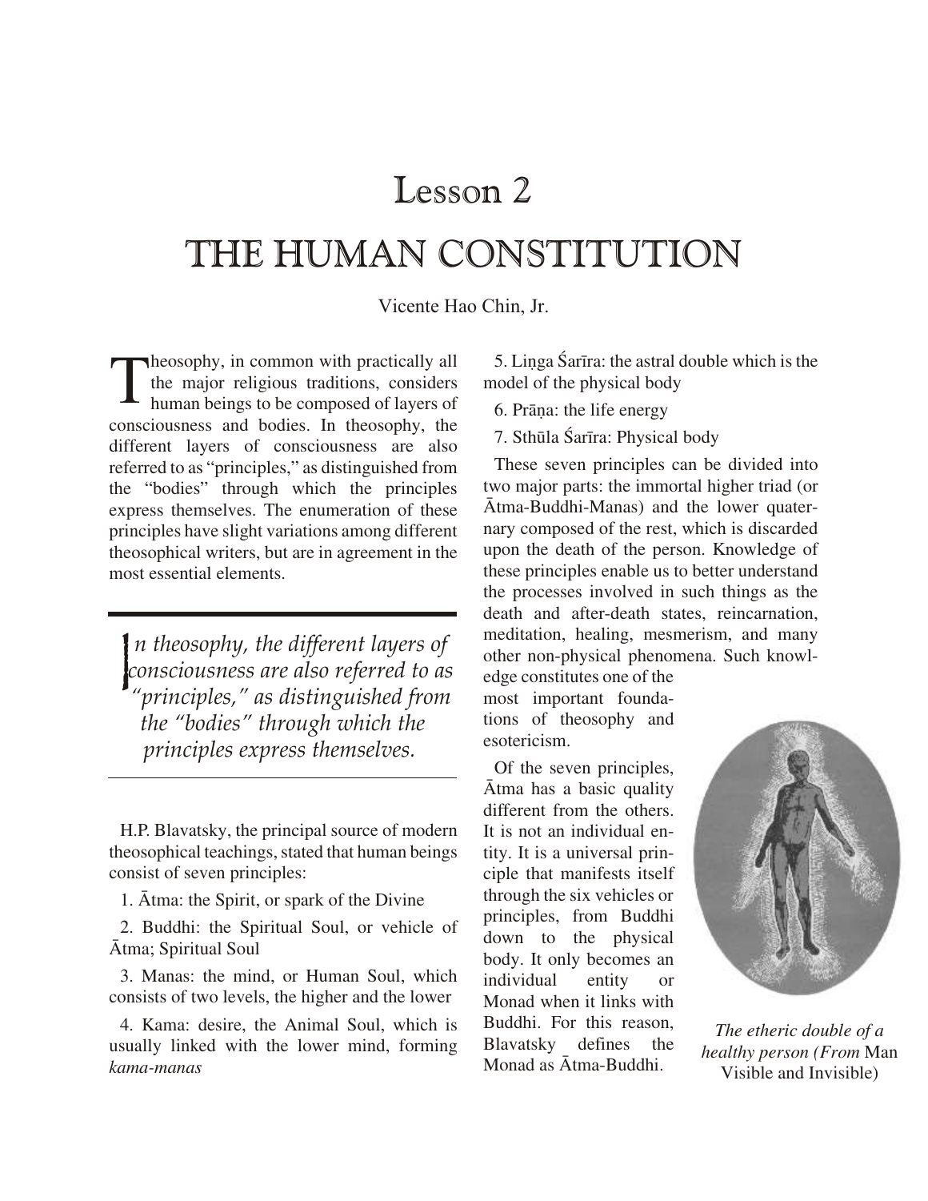# Lesson 2

# THE HUMAN CONSTITUTION

Vicente Hao Chin, Jr.

Theosophy, in common with practically all the major religious traditions, considers human beings to be composed of layers of consciousness and bodies. In theosophy, the different layers of consciousness are also referred to as "principles," as distinguished from the "bodies" through which the principles express themselves. The enumeration of these principles have slight variations among different theosophical writers, but are in agreement in the most essential elements.

> *In theosophy, the different layers of consciousness are also referred to as "principles," as distinguished from the "bodies" through which the principles express themselves.*

H.P. Blavatsky, the principal source of modern theosophical teachings, stated that human beings consist of seven principles:

1. Ātma: the Spirit, or spark of the Divine
2. Buddhi: the Spiritual Soul, or vehicle of Ātma; Spiritual Soul
3. Manas: the mind, or Human Soul, which consists of two levels, the higher and the lower
4. Kama: desire, the Animal Soul, which is usually linked with the lower mind, forming *kama-manas*
5. Liṅga Śarīra: the astral double which is the model of the physical body
6. Prāṇa: the life energy
7. Sthūla Śarīra: Physical body

These seven principles can be divided into two major parts: the immortal higher triad (or Ātma-Buddhi-Manas) and the lower quaternary composed of the rest, which is discarded upon the death of the person. Knowledge of these principles enable us to better understand the processes involved in such things as the death and after-death states, reincarnation, meditation, healing, mesmerism, and many other non-physical phenomena. Such knowledge constitutes one of the most important foundations of theosophy and esotericism.

Of the seven principles, Ātma has a basic quality different from the others. It is not an individual entity. It is a universal principle that manifests itself through the six vehicles or principles, from Buddhi down to the physical body. It only becomes an individual entity or Monad when it links with Buddhi. For this reason, Blavatsky defines the Monad as Ātma-Buddhi.

*The etheric double of a healthy person (From* Man Visible and Invisible)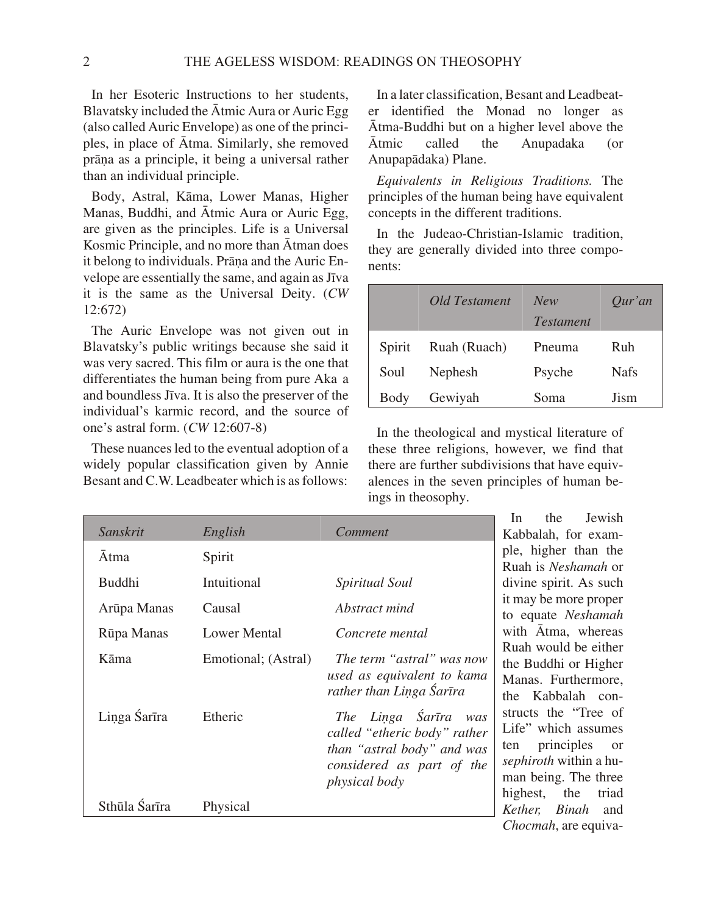In her Esoteric Instructions to her students, Blavatsky included the Ātmic Aura or Auric Egg (also called Auric Envelope) as one of the principles, in place of Ātma. Similarly, she removed prāṇa as a principle, it being a universal rather than an individual principle.

Body, Astral, Kāma, Lower Manas, Higher Manas, Buddhi, and Ātmic Aura or Auric Egg, are given as the principles. Life is a Universal Kosmic Principle, and no more than Ātman does it belong to individuals. Prāṇa and the Auric Envelope are essentially the same, and again as Jīva it is the same as the Universal Deity. (*CW* 12:672)

The Auric Envelope was not given out in Blavatsky's public writings because she said it was very sacred. This film or aura is the one that differentiates the human being from pure Aka a and boundless Jīva. It is also the preserver of the individual's karmic record, and the source of one's astral form. (*CW* 12:607-8)

These nuances led to the eventual adoption of a widely popular classification given by Annie Besant and C.W. Leadbeater which is as follows:

| *Sanskrit* | *English* | *Comment* |
|---|---|---|
| Ātma | Spirit | |
| Buddhi | Intuitional | *Spiritual Soul* |
| Arūpa Manas | Causal | *Abstract mind* |
| Rūpa Manas | Lower Mental | *Concrete mental* |
| Kāma | Emotional; (Astral) | *The term "astral" was now used as equivalent to kama rather than Liṇga Śarīra* |
| Liṇga Śarīra | Etheric | *The Liṇga Śarīra was called "etheric body" rather than "astral body" and was considered as part of the physical body* |
| Sthūla Śarīra | Physical | |

In a later classification, Besant and Leadbeater identified the Monad no longer as Ātma-Buddhi but on a higher level above the Ātmic called the Anupadaka (or Anupapādaka) Plane.

*Equivalents in Religious Traditions.* The principles of the human being have equivalent concepts in the different traditions.

In the Judeao-Christian-Islamic tradition, they are generally divided into three components:

| | *Old Testament* | *New Testament* | *Qur'an* |
|---|---|---|---|
| Spirit | Ruah (Ruach) | Pneuma | Ruh |
| Soul | Nephesh | Psyche | Nafs |
| Body | Gewiyah | Soma | Jism |

In the theological and mystical literature of these three religions, however, we find that there are further subdivisions that have equivalences in the seven principles of human beings in theosophy.

In the Jewish Kabbalah, for example, higher than the Ruah is *Neshamah* or divine spirit. As such it may be more proper to equate *Neshamah* with Ātma, whereas Ruah would be either the Buddhi or Higher Manas. Furthermore, the Kabbalah constructs the "Tree of Life" which assumes ten principles or *sephiroth* within a human being. The three highest, the triad *Kether, Binah* and *Chocmah*, are equiva-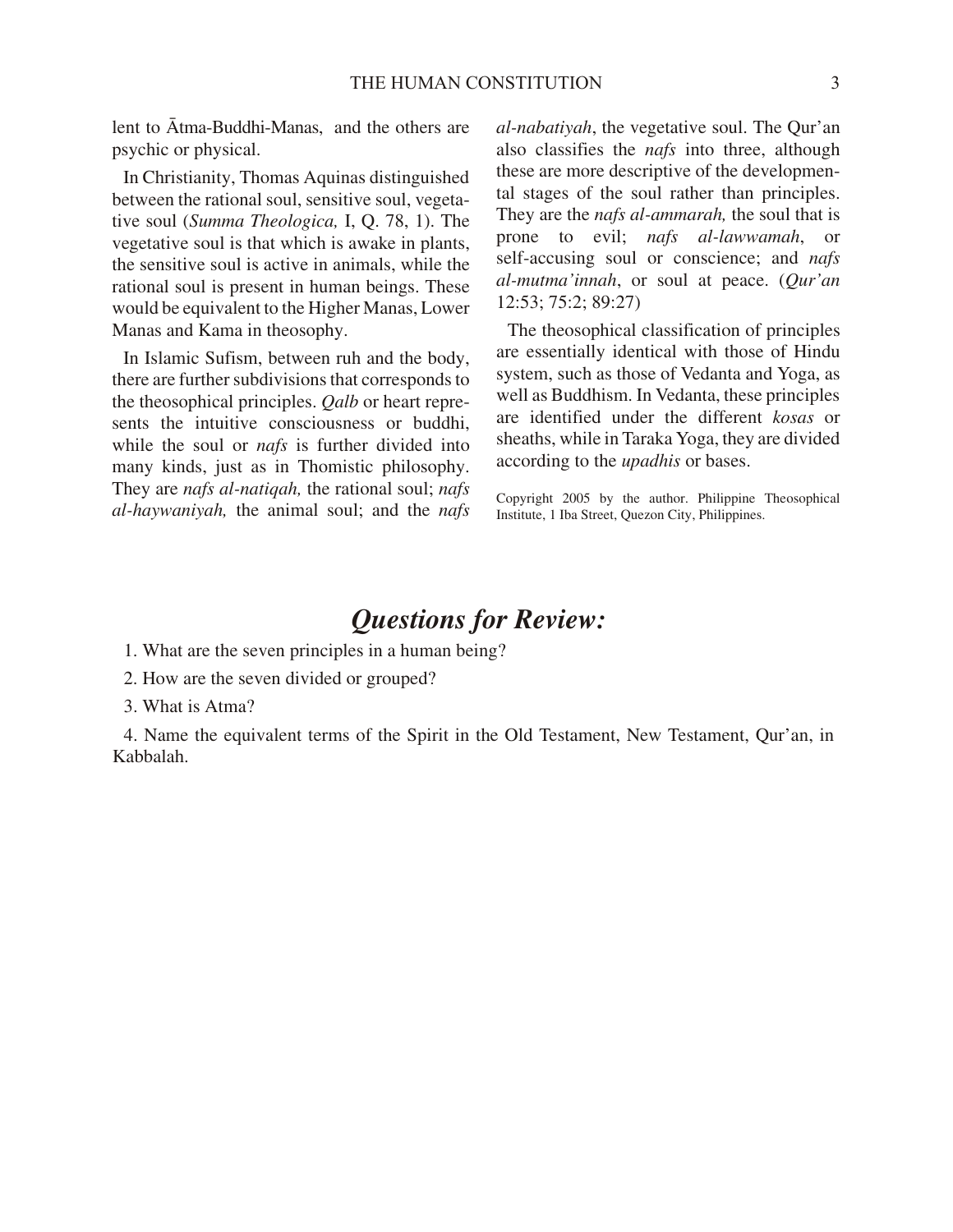lent to Ātma-Buddhi-Manas, and the others are psychic or physical.

In Christianity, Thomas Aquinas distinguished between the rational soul, sensitive soul, vegetative soul (*Summa Theologica,* I, Q. 78, 1). The vegetative soul is that which is awake in plants, the sensitive soul is active in animals, while the rational soul is present in human beings. These would be equivalent to the Higher Manas, Lower Manas and Kama in theosophy.

In Islamic Sufism, between ruh and the body, there are further subdivisions that corresponds to the theosophical principles. *Qalb* or heart represents the intuitive consciousness or buddhi, while the soul or *nafs* is further divided into many kinds, just as in Thomistic philosophy. They are *nafs al-natiqah,* the rational soul; *nafs al-haywaniyah,* the animal soul; and the *nafs al-nabatiyah*, the vegetative soul. The Qur'an also classifies the *nafs* into three, although these are more descriptive of the developmental stages of the soul rather than principles. They are the *nafs al-ammarah,* the soul that is prone to evil; *nafs al-lawwamah*, or self-accusing soul or conscience; and *nafs al-mutma'innah*, or soul at peace. (*Qur'an* 12:53; 75:2; 89:27)

The theosophical classification of principles are essentially identical with those of Hindu system, such as those of Vedanta and Yoga, as well as Buddhism. In Vedanta, these principles are identified under the different *kosas* or sheaths, while in Taraka Yoga, they are divided according to the *upadhis* or bases.

Copyright 2005 by the author. Philippine Theosophical Institute, 1 Iba Street, Quezon City, Philippines.

## *Questions for Review:*

1. What are the seven principles in a human being?
2. How are the seven divided or grouped?
3. What is Atma?
4. Name the equivalent terms of the Spirit in the Old Testament, New Testament, Qur'an, in Kabbalah.